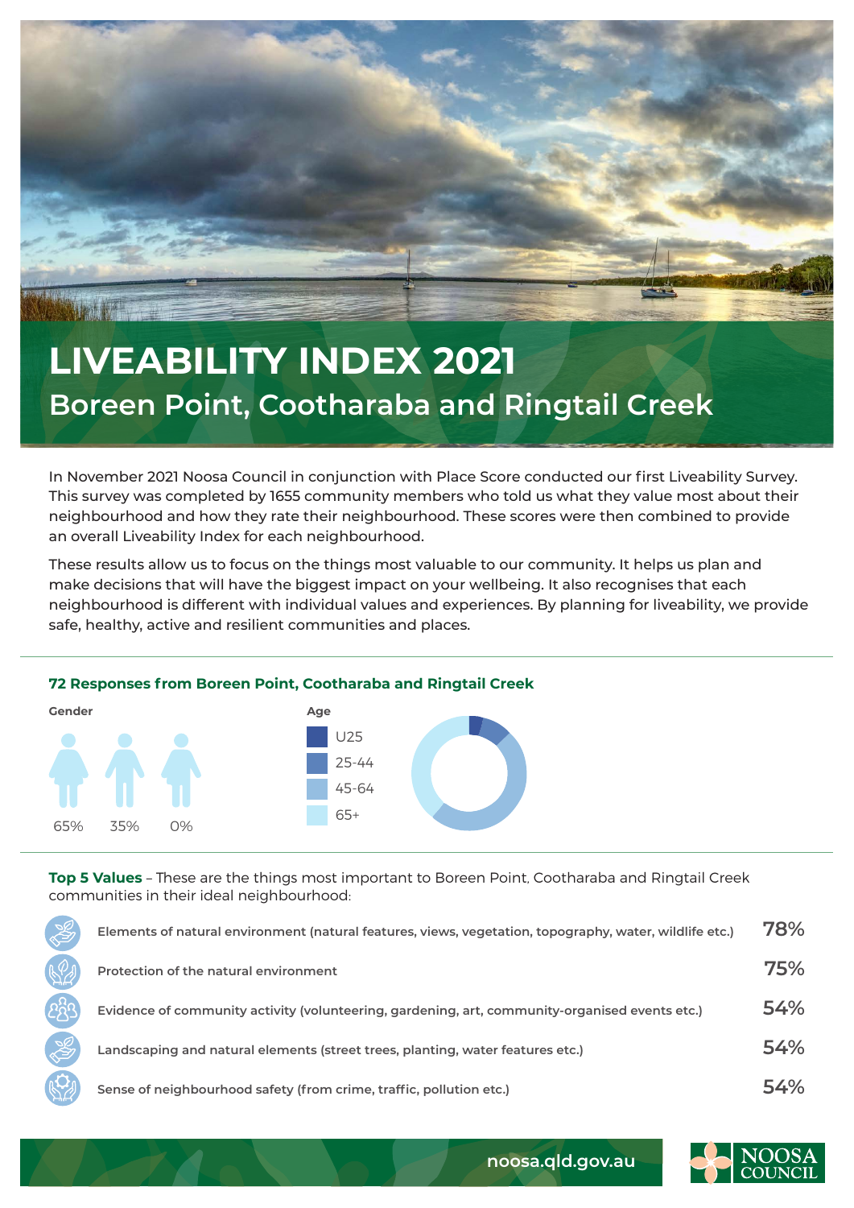# LIVEABILITY INDEX 2021

## Boreen Point, Cootharaba and Ringtail Creek

In November 2021 Noosa Council in conjunction with Place Score conducted our first Liveability Survey. This survey was completed by 1655 community members who told us what they value most about their neighbourhood and how they rate their neighbourhood. These scores were then combined to provide an overall Liveability Index for each neighbourhood.

These results allow us to focus on the things most valuable to our community. It helps us plan and make decisions that will have the biggest impact on your wellbeing. It also recognises that each neighbourhood is different with individual values and experiences. By planning for liveability, we provide safe, healthy, active and resilient communities and places.

### 72 Responses from Boreen Point, Cootharaba and Ringtail Creek

**Gender**

65% 35% 0%

**Age**

- U25
- 25-44
- 45-64
- 65+

**Top 5 Values** – These are the things most important to Boreen Point, Cootharaba and Ringtail Creek communities in their ideal neighbourhood:

| Value | % |
| --- | --- |
| Elements of natural environment (natural features, views, vegetation, topography, water, wildlife etc.) | 78% |
| Protection of the natural environment | 75% |
| Evidence of community activity (volunteering, gardening, art, community-organised events etc.) | 54% |
| Landscaping and natural elements (street trees, planting, water features etc.) | 54% |
| Sense of neighbourhood safety (from crime, traffic, pollution etc.) | 54% |

noosa.qld.gov.au

NOOSA COUNCIL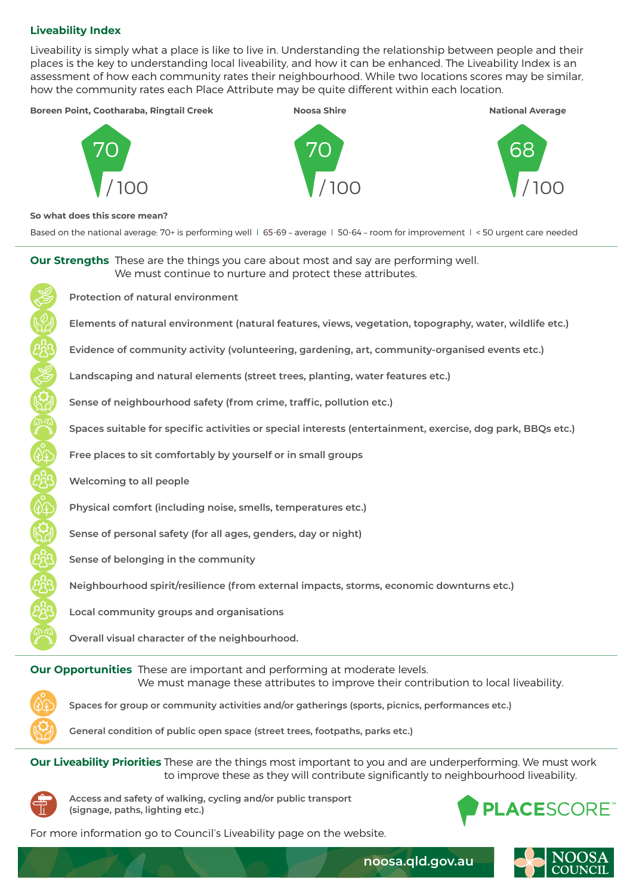## Liveability Index

Liveability is simply what a place is like to live in. Understanding the relationship between people and their places is the key to understanding local liveability, and how it can be enhanced. The Liveability Index is an assessment of how each community rates their neighbourhood. While two locations scores may be similar, how the community rates each Place Attribute may be quite different within each location.

**Boreen Point, Cootharaba, Ringtail Creek**

70 / 100

**Noosa Shire**

70 / 100

**National Average**

68 / 100

**So what does this score mean?**

Based on the national average: 70+ is performing well | 65-69 – average | 50-64 – room for improvement | < 50 urgent care needed

**Our Strengths** These are the things you care about most and say are performing well. We must continue to nurture and protect these attributes.

- Protection of natural environment
- Elements of natural environment (natural features, views, vegetation, topography, water, wildlife etc.)
- Evidence of community activity (volunteering, gardening, art, community-organised events etc.)
- Landscaping and natural elements (street trees, planting, water features etc.)
- Sense of neighbourhood safety (from crime, traffic, pollution etc.)
- Spaces suitable for specific activities or special interests (entertainment, exercise, dog park, BBQs etc.)
- Free places to sit comfortably by yourself or in small groups
- Welcoming to all people
- Physical comfort (including noise, smells, temperatures etc.)
- Sense of personal safety (for all ages, genders, day or night)
- Sense of belonging in the community
- Neighbourhood spirit/resilience (from external impacts, storms, economic downturns etc.)
- Local community groups and organisations
- Overall visual character of the neighbourhood.

**Our Opportunities** These are important and performing at moderate levels. We must manage these attributes to improve their contribution to local liveability.

- Spaces for group or community activities and/or gatherings (sports, picnics, performances etc.)
- General condition of public open space (street trees, footpaths, parks etc.)

**Our Liveability Priorities** These are the things most important to you and are underperforming. We must work to improve these as they will contribute significantly to neighbourhood liveability.

- Access and safety of walking, cycling and/or public transport (signage, paths, lighting etc.)

PLACESCORE™

For more information go to Council's Liveability page on the website.

noosa.qld.gov.au

NOOSA COUNCIL